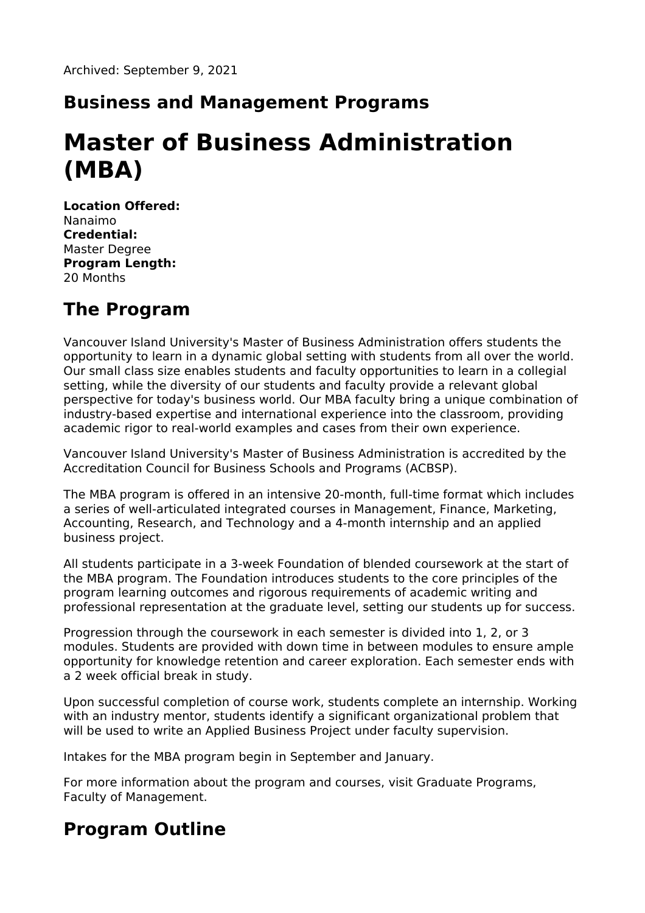Archived: September 9, 2021

## Business and Management Programs

# Master of Business Administration (MBA)

**Location Offered:**
Nanaimo
**Credential:**
Master Degree
**Program Length:**
20 Months

## The Program

Vancouver Island University's Master of Business Administration offers students the opportunity to learn in a dynamic global setting with students from all over the world. Our small class size enables students and faculty opportunities to learn in a collegial setting, while the diversity of our students and faculty provide a relevant global perspective for today's business world. Our MBA faculty bring a unique combination of industry-based expertise and international experience into the classroom, providing academic rigor to real-world examples and cases from their own experience.

Vancouver Island University's Master of Business Administration is accredited by the Accreditation Council for Business Schools and Programs (ACBSP).

The MBA program is offered in an intensive 20-month, full-time format which includes a series of well-articulated integrated courses in Management, Finance, Marketing, Accounting, Research, and Technology and a 4-month internship and an applied business project.

All students participate in a 3-week Foundation of blended coursework at the start of the MBA program. The Foundation introduces students to the core principles of the program learning outcomes and rigorous requirements of academic writing and professional representation at the graduate level, setting our students up for success.

Progression through the coursework in each semester is divided into 1, 2, or 3 modules. Students are provided with down time in between modules to ensure ample opportunity for knowledge retention and career exploration. Each semester ends with a 2 week official break in study.

Upon successful completion of course work, students complete an internship. Working with an industry mentor, students identify a significant organizational problem that will be used to write an Applied Business Project under faculty supervision.

Intakes for the MBA program begin in September and January.

For more information about the program and courses, visit Graduate Programs, Faculty of Management.

## Program Outline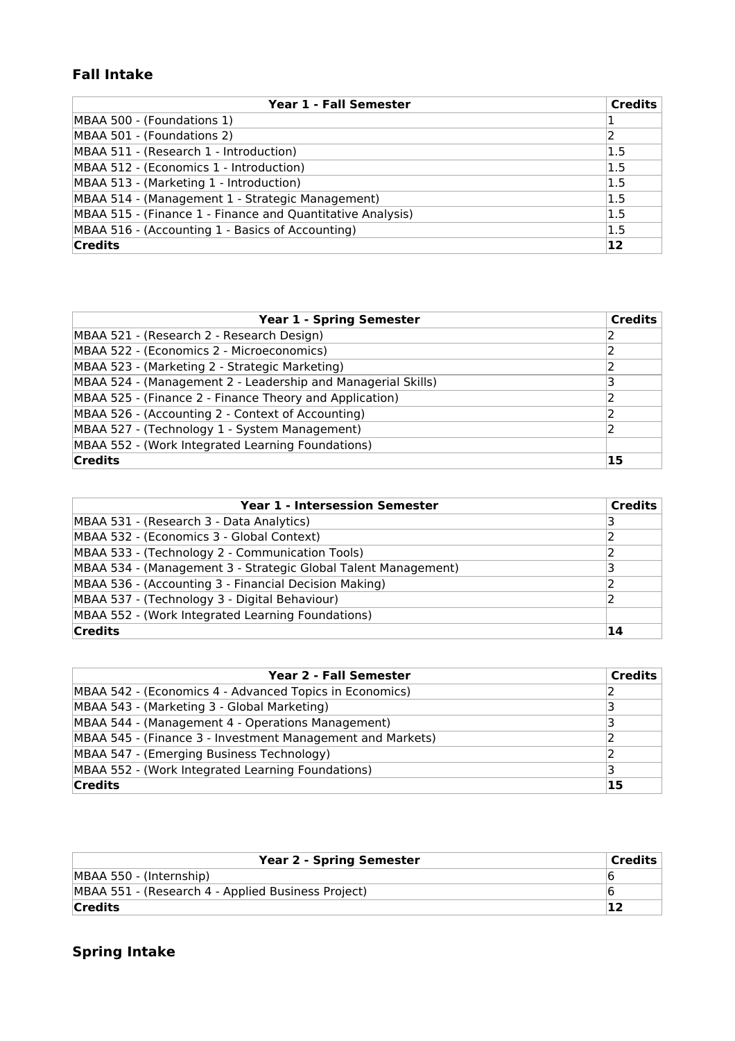### Fall Intake

| Year 1 - Fall Semester | Credits |
| --- | --- |
| MBAA 500 - (Foundations 1) | 1 |
| MBAA 501 - (Foundations 2) | 2 |
| MBAA 511 - (Research 1 - Introduction) | 1.5 |
| MBAA 512 - (Economics 1 - Introduction) | 1.5 |
| MBAA 513 - (Marketing 1 - Introduction) | 1.5 |
| MBAA 514 - (Management 1 - Strategic Management) | 1.5 |
| MBAA 515 - (Finance 1 - Finance and Quantitative Analysis) | 1.5 |
| MBAA 516 - (Accounting 1 - Basics of Accounting) | 1.5 |
| **Credits** | **12** |

| Year 1 - Spring Semester | Credits |
| --- | --- |
| MBAA 521 - (Research 2 - Research Design) | 2 |
| MBAA 522 - (Economics 2 - Microeconomics) | 2 |
| MBAA 523 - (Marketing 2 - Strategic Marketing) | 2 |
| MBAA 524 - (Management 2 - Leadership and Managerial Skills) | 3 |
| MBAA 525 - (Finance 2 - Finance Theory and Application) | 2 |
| MBAA 526 - (Accounting 2 - Context of Accounting) | 2 |
| MBAA 527 - (Technology 1 - System Management) | 2 |
| MBAA 552 - (Work Integrated Learning Foundations) | |
| **Credits** | **15** |

| Year 1 - Intersession Semester | Credits |
| --- | --- |
| MBAA 531 - (Research 3 - Data Analytics) | 3 |
| MBAA 532 - (Economics 3 - Global Context) | 2 |
| MBAA 533 - (Technology 2 - Communication Tools) | 2 |
| MBAA 534 - (Management 3 - Strategic Global Talent Management) | 3 |
| MBAA 536 - (Accounting 3 - Financial Decision Making) | 2 |
| MBAA 537 - (Technology 3 - Digital Behaviour) | 2 |
| MBAA 552 - (Work Integrated Learning Foundations) | |
| **Credits** | **14** |

| Year 2 - Fall Semester | Credits |
| --- | --- |
| MBAA 542 - (Economics 4 - Advanced Topics in Economics) | 2 |
| MBAA 543 - (Marketing 3 - Global Marketing) | 3 |
| MBAA 544 - (Management 4 - Operations Management) | 3 |
| MBAA 545 - (Finance 3 - Investment Management and Markets) | 2 |
| MBAA 547 - (Emerging Business Technology) | 2 |
| MBAA 552 - (Work Integrated Learning Foundations) | 3 |
| **Credits** | **15** |

| Year 2 - Spring Semester | Credits |
| --- | --- |
| MBAA 550 - (Internship) | 6 |
| MBAA 551 - (Research 4 - Applied Business Project) | 6 |
| **Credits** | **12** |

### Spring Intake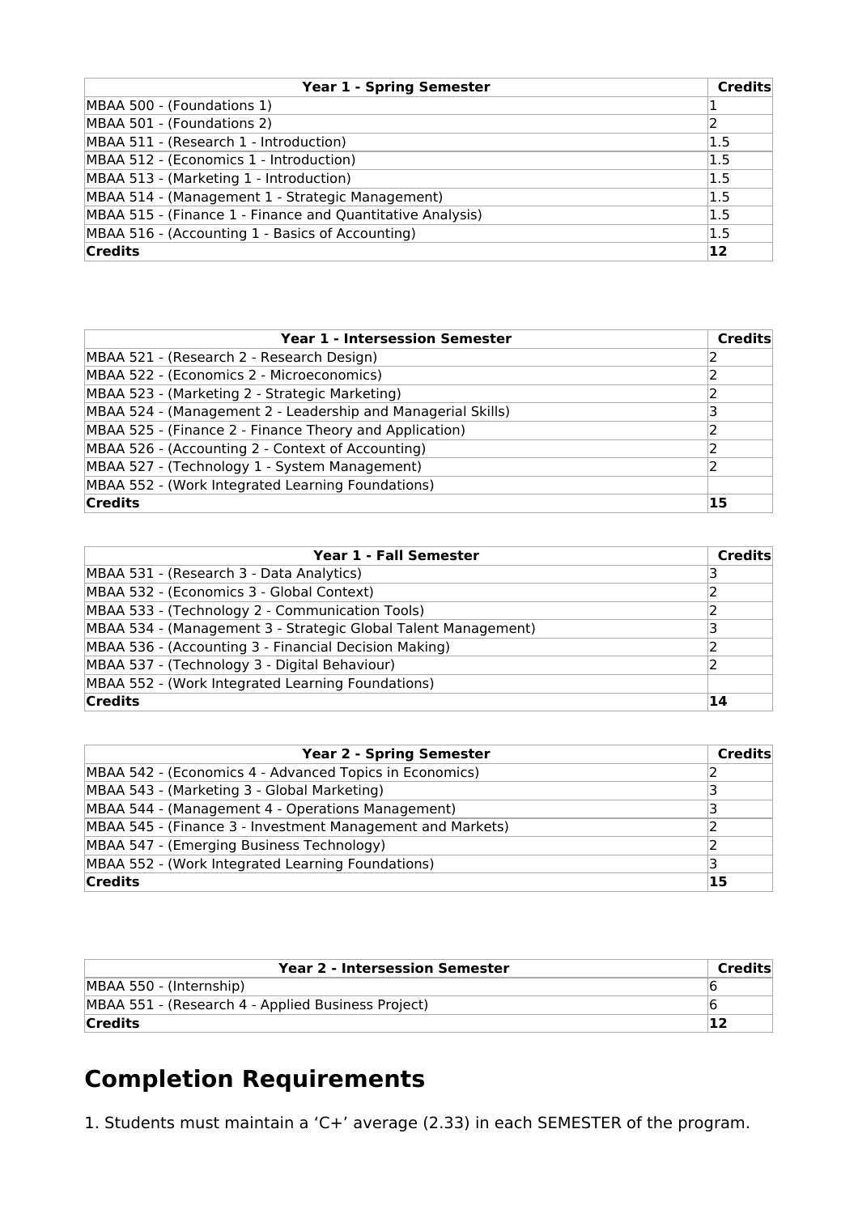| Year 1 - Spring Semester | Credits |
|---|---|
| MBAA 500 - (Foundations 1) | 1 |
| MBAA 501 - (Foundations 2) | 2 |
| MBAA 511 - (Research 1 - Introduction) | 1.5 |
| MBAA 512 - (Economics 1 - Introduction) | 1.5 |
| MBAA 513 - (Marketing 1 - Introduction) | 1.5 |
| MBAA 514 - (Management 1 - Strategic Management) | 1.5 |
| MBAA 515 - (Finance 1 - Finance and Quantitative Analysis) | 1.5 |
| MBAA 516 - (Accounting 1 - Basics of Accounting) | 1.5 |
| **Credits** | **12** |

| Year 1 - Intersession Semester | Credits |
|---|---|
| MBAA 521 - (Research 2 - Research Design) | 2 |
| MBAA 522 - (Economics 2 - Microeconomics) | 2 |
| MBAA 523 - (Marketing 2 - Strategic Marketing) | 2 |
| MBAA 524 - (Management 2 - Leadership and Managerial Skills) | 3 |
| MBAA 525 - (Finance 2 - Finance Theory and Application) | 2 |
| MBAA 526 - (Accounting 2 - Context of Accounting) | 2 |
| MBAA 527 - (Technology 1 - System Management) | 2 |
| MBAA 552 - (Work Integrated Learning Foundations) | |
| **Credits** | **15** |

| Year 1 - Fall Semester | Credits |
|---|---|
| MBAA 531 - (Research 3 - Data Analytics) | 3 |
| MBAA 532 - (Economics 3 - Global Context) | 2 |
| MBAA 533 - (Technology 2 - Communication Tools) | 2 |
| MBAA 534 - (Management 3 - Strategic Global Talent Management) | 3 |
| MBAA 536 - (Accounting 3 - Financial Decision Making) | 2 |
| MBAA 537 - (Technology 3 - Digital Behaviour) | 2 |
| MBAA 552 - (Work Integrated Learning Foundations) | |
| **Credits** | **14** |

| Year 2 - Spring Semester | Credits |
|---|---|
| MBAA 542 - (Economics 4 - Advanced Topics in Economics) | 2 |
| MBAA 543 - (Marketing 3 - Global Marketing) | 3 |
| MBAA 544 - (Management 4 - Operations Management) | 3 |
| MBAA 545 - (Finance 3 - Investment Management and Markets) | 2 |
| MBAA 547 - (Emerging Business Technology) | 2 |
| MBAA 552 - (Work Integrated Learning Foundations) | 3 |
| **Credits** | **15** |

| Year 2 - Intersession Semester | Credits |
|---|---|
| MBAA 550 - (Internship) | 6 |
| MBAA 551 - (Research 4 - Applied Business Project) | 6 |
| **Credits** | **12** |

## Completion Requirements

1. Students must maintain a ‘C+’ average (2.33) in each SEMESTER of the program.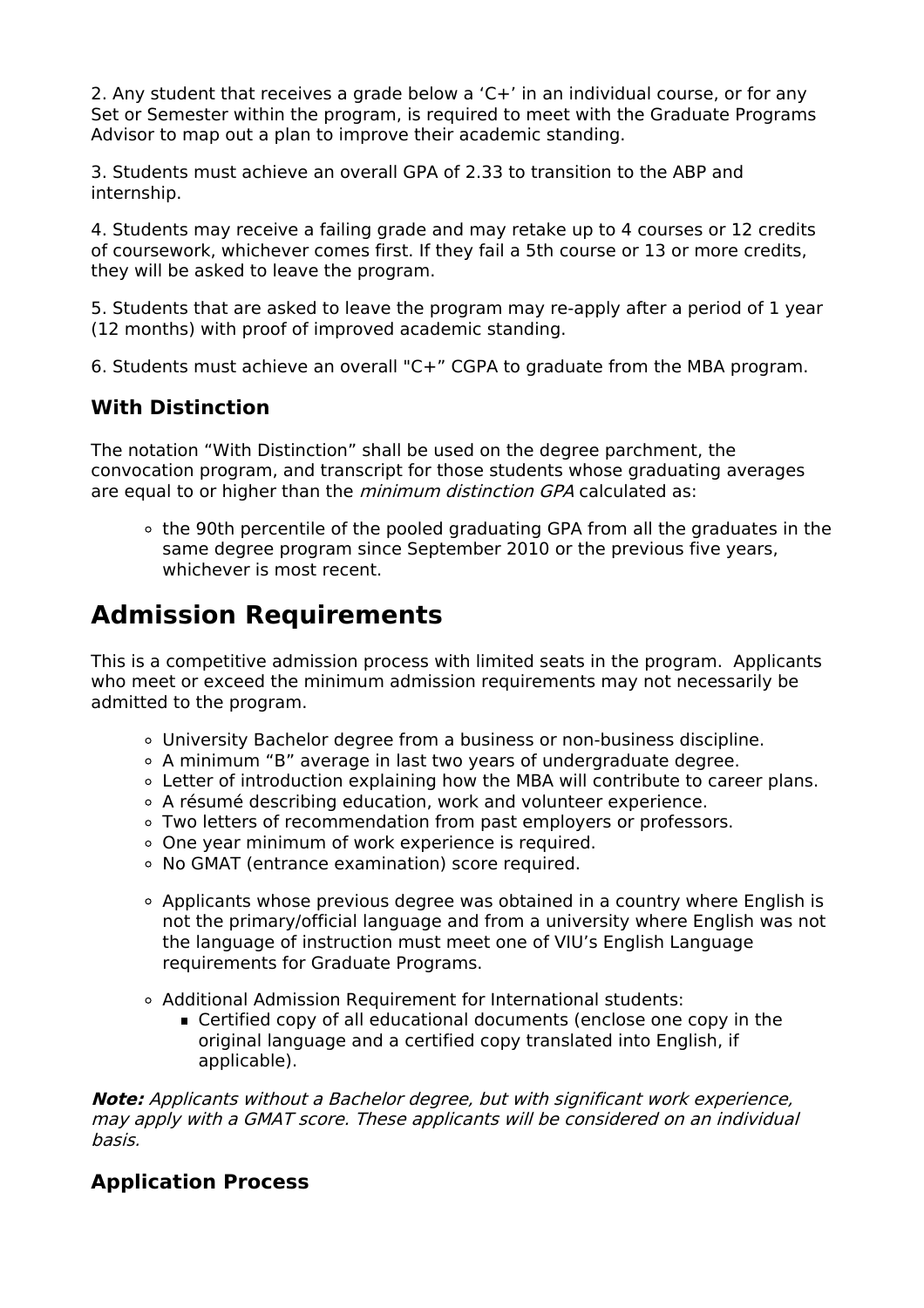2. Any student that receives a grade below a ‘C+’ in an individual course, or for any Set or Semester within the program, is required to meet with the Graduate Programs Advisor to map out a plan to improve their academic standing.

3. Students must achieve an overall GPA of 2.33 to transition to the ABP and internship.

4. Students may receive a failing grade and may retake up to 4 courses or 12 credits of coursework, whichever comes first. If they fail a 5th course or 13 or more credits, they will be asked to leave the program.

5. Students that are asked to leave the program may re-apply after a period of 1 year (12 months) with proof of improved academic standing.

6. Students must achieve an overall "C+” CGPA to graduate from the MBA program.

### With Distinction

The notation “With Distinction” shall be used on the degree parchment, the convocation program, and transcript for those students whose graduating averages are equal to or higher than the *minimum distinction GPA* calculated as:

- the 90th percentile of the pooled graduating GPA from all the graduates in the same degree program since September 2010 or the previous five years, whichever is most recent.

## Admission Requirements

This is a competitive admission process with limited seats in the program. Applicants who meet or exceed the minimum admission requirements may not necessarily be admitted to the program.

- University Bachelor degree from a business or non-business discipline.
- A minimum “B” average in last two years of undergraduate degree.
- Letter of introduction explaining how the MBA will contribute to career plans.
- A résumé describing education, work and volunteer experience.
- Two letters of recommendation from past employers or professors.
- One year minimum of work experience is required.
- No GMAT (entrance examination) score required.

- Applicants whose previous degree was obtained in a country where English is not the primary/official language and from a university where English was not the language of instruction must meet one of VIU’s English Language requirements for Graduate Programs.

- Additional Admission Requirement for International students:
  - Certified copy of all educational documents (enclose one copy in the original language and a certified copy translated into English, if applicable).

***Note:*** *Applicants without a Bachelor degree, but with significant work experience, may apply with a GMAT score. These applicants will be considered on an individual basis.*

### Application Process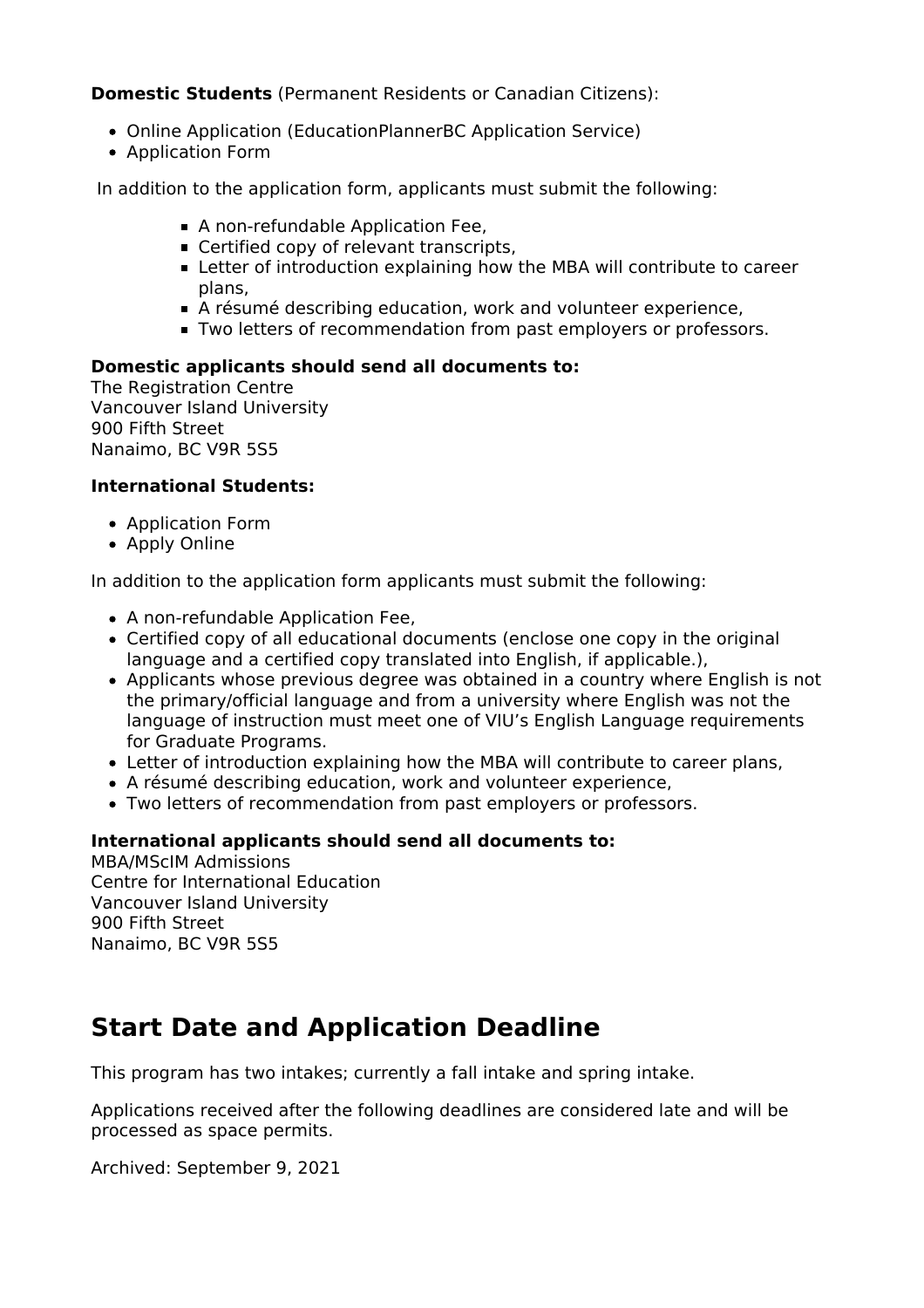**Domestic Students** (Permanent Residents or Canadian Citizens):

- Online Application (EducationPlannerBC Application Service)
- Application Form

In addition to the application form, applicants must submit the following:

  - A non-refundable Application Fee,
  - Certified copy of relevant transcripts,
  - Letter of introduction explaining how the MBA will contribute to career plans,
  - A résumé describing education, work and volunteer experience,
  - Two letters of recommendation from past employers or professors.

**Domestic applicants should send all documents to:**
The Registration Centre
Vancouver Island University
900 Fifth Street
Nanaimo, BC V9R 5S5

**International Students:**

- Application Form
- Apply Online

In addition to the application form applicants must submit the following:

- A non-refundable Application Fee,
- Certified copy of all educational documents (enclose one copy in the original language and a certified copy translated into English, if applicable.),
- Applicants whose previous degree was obtained in a country where English is not the primary/official language and from a university where English was not the language of instruction must meet one of VIU's English Language requirements for Graduate Programs.
- Letter of introduction explaining how the MBA will contribute to career plans,
- A résumé describing education, work and volunteer experience,
- Two letters of recommendation from past employers or professors.

**International applicants should send all documents to:**
MBA/MScIM Admissions
Centre for International Education
Vancouver Island University
900 Fifth Street
Nanaimo, BC V9R 5S5

## Start Date and Application Deadline

This program has two intakes; currently a fall intake and spring intake.

Applications received after the following deadlines are considered late and will be processed as space permits.

Archived: September 9, 2021